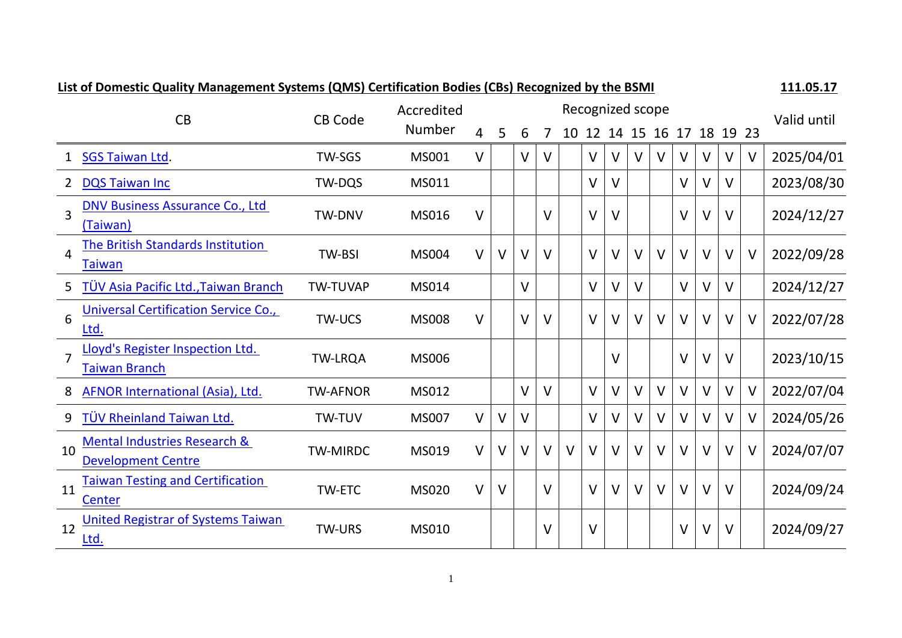**List of Domestic Quality Management Systems (QMS) Certification Bodies (CBs) Recognized by the BSMI** **111.05.17**

| | CB | CB Code | Accredited Number | Recognized scope | | | | | | | | | | | | | Valid until |
|---|---|---|---|---|---|---|---|---|---|---|---|---|---|---|---|---|---|
| | | | | 4 | 5 | 6 | 7 | 10 | 12 | 14 | 15 | 16 | 17 | 18 | 19 | 23 | |
| 1 | SGS Taiwan Ltd. | TW-SGS | MS001 | V | | V | V | | V | V | V | V | V | V | V | V | 2025/04/01 |
| 2 | DQS Taiwan Inc | TW-DQS | MS011 | | | | | | V | V | | | V | V | V | | 2023/08/30 |
| 3 | DNV Business Assurance Co., Ltd (Taiwan) | TW-DNV | MS016 | V | | | V | | V | V | | | V | V | V | | 2024/12/27 |
| 4 | The British Standards Institution Taiwan | TW-BSI | MS004 | V | V | V | V | | V | V | V | V | V | V | V | V | 2022/09/28 |
| 5 | TÜV Asia Pacific Ltd.,Taiwan Branch | TW-TUVAP | MS014 | | | V | | | V | V | V | | V | V | V | | 2024/12/27 |
| 6 | Universal Certification Service Co., Ltd. | TW-UCS | MS008 | V | | V | V | | V | V | V | V | V | V | V | V | 2022/07/28 |
| 7 | Lloyd's Register Inspection Ltd. Taiwan Branch | TW-LRQA | MS006 | | | | | | | V | | | V | V | V | | 2023/10/15 |
| 8 | AFNOR International (Asia), Ltd. | TW-AFNOR | MS012 | | | V | V | | V | V | V | V | V | V | V | V | 2022/07/04 |
| 9 | TÜV Rheinland Taiwan Ltd. | TW-TUV | MS007 | V | V | V | | | V | V | V | V | V | V | V | V | 2024/05/26 |
| 10 | Mental Industries Research & Development Centre | TW-MIRDC | MS019 | V | V | V | V | V | V | V | V | V | V | V | V | V | 2024/07/07 |
| 11 | Taiwan Testing and Certification Center | TW-ETC | MS020 | V | V | | V | | V | V | V | V | V | V | V | | 2024/09/24 |
| 12 | United Registrar of Systems Taiwan Ltd. | TW-URS | MS010 | | | | V | | V | | | | V | V | V | | 2024/09/27 |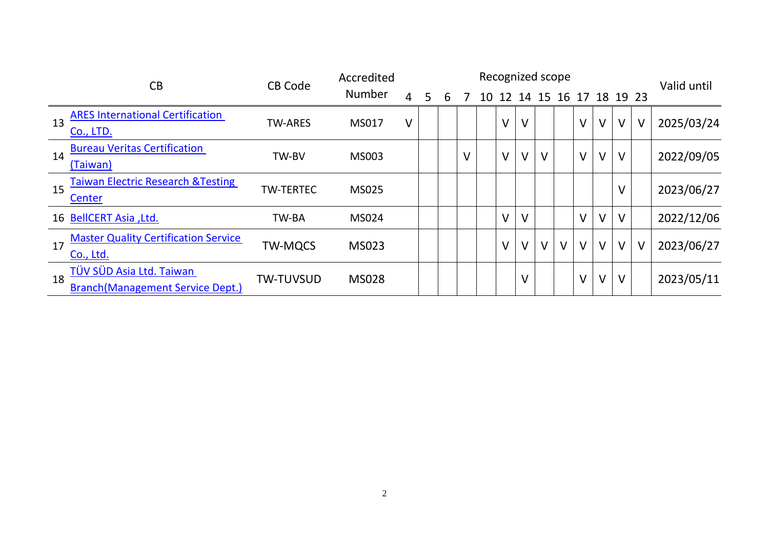| | CB | CB Code | Accredited Number | Recognized scope | | | | | | | | | | | | | Valid until |
|---|---|---|---|---|---|---|---|---|---|---|---|---|---|---|---|---|---|
| | | | | 4 | 5 | 6 | 7 | 10 | 12 | 14 | 15 | 16 | 17 | 18 | 19 | 23 | |
| 13 | ARES International Certification Co., LTD. | TW-ARES | MS017 | V | | | | | V | V | | | V | V | V | V | 2025/03/24 |
| 14 | Bureau Veritas Certification (Taiwan) | TW-BV | MS003 | | | | V | | V | V | V | | V | V | V | | 2022/09/05 |
| 15 | Taiwan Electric Research &Testing Center | TW-TERTEC | MS025 | | | | | | | | | | | | V | | 2023/06/27 |
| 16 | BellCERT Asia ,Ltd. | TW-BA | MS024 | | | | | | V | V | | | V | V | V | | 2022/12/06 |
| 17 | Master Quality Certification Service Co., Ltd. | TW-MQCS | MS023 | | | | | | V | V | V | V | V | V | V | V | 2023/06/27 |
| 18 | TÜV SÜD Asia Ltd. Taiwan Branch(Management Service Dept.) | TW-TUVSUD | MS028 | | | | | | | V | | | V | V | V | | 2023/05/11 |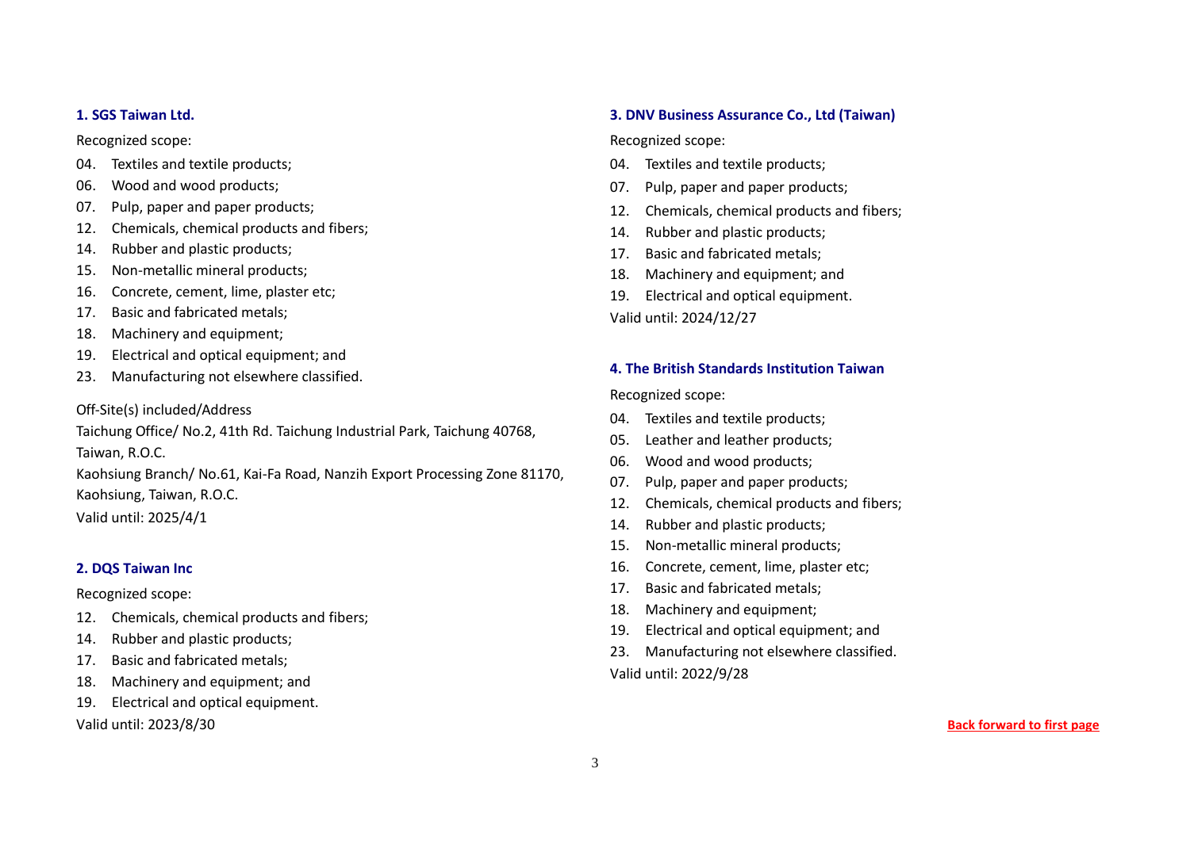**1. SGS Taiwan Ltd.**

Recognized scope:

- 04. Textiles and textile products;
- 06. Wood and wood products;
- 07. Pulp, paper and paper products;
- 12. Chemicals, chemical products and fibers;
- 14. Rubber and plastic products;
- 15. Non-metallic mineral products;
- 16. Concrete, cement, lime, plaster etc;
- 17. Basic and fabricated metals;
- 18. Machinery and equipment;
- 19. Electrical and optical equipment; and
- 23. Manufacturing not elsewhere classified.

Off-Site(s) included/Address

Taichung Office/ No.2, 41th Rd. Taichung Industrial Park, Taichung 40768, Taiwan, R.O.C.

Kaohsiung Branch/ No.61, Kai-Fa Road, Nanzih Export Processing Zone 81170, Kaohsiung, Taiwan, R.O.C.

Valid until: 2025/4/1

**2. DQS Taiwan Inc**

Recognized scope:

- 12. Chemicals, chemical products and fibers;
- 14. Rubber and plastic products;
- 17. Basic and fabricated metals;
- 18. Machinery and equipment; and
- 19. Electrical and optical equipment.

Valid until: 2023/8/30

**3. DNV Business Assurance Co., Ltd (Taiwan)**

Recognized scope:

- 04. Textiles and textile products;
- 07. Pulp, paper and paper products;
- 12. Chemicals, chemical products and fibers;
- 14. Rubber and plastic products;
- 17. Basic and fabricated metals;
- 18. Machinery and equipment; and
- 19. Electrical and optical equipment.

Valid until: 2024/12/27

**4. The British Standards Institution Taiwan**

Recognized scope:

- 04. Textiles and textile products;
- 05. Leather and leather products;
- 06. Wood and wood products;
- 07. Pulp, paper and paper products;
- 12. Chemicals, chemical products and fibers;
- 14. Rubber and plastic products;
- 15. Non-metallic mineral products;
- 16. Concrete, cement, lime, plaster etc;
- 17. Basic and fabricated metals;
- 18. Machinery and equipment;
- 19. Electrical and optical equipment; and
- 23. Manufacturing not elsewhere classified.

Valid until: 2022/9/28

Back forward to first page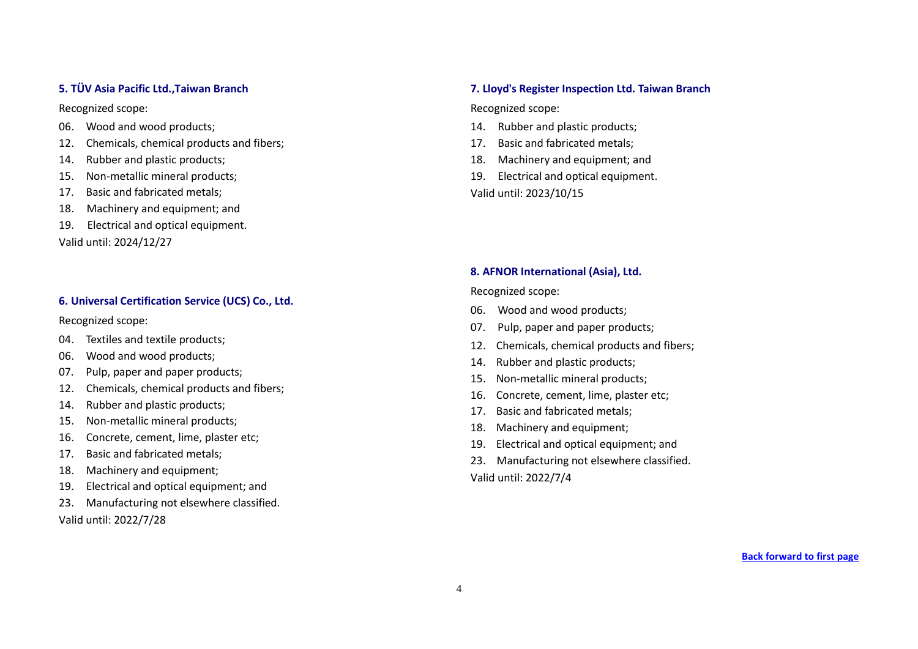### 5. TÜV Asia Pacific Ltd.,Taiwan Branch

Recognized scope:

06. Wood and wood products;
12. Chemicals, chemical products and fibers;
14. Rubber and plastic products;
15. Non-metallic mineral products;
17. Basic and fabricated metals;
18. Machinery and equipment; and
19. Electrical and optical equipment.

Valid until: 2024/12/27

### 6. Universal Certification Service (UCS) Co., Ltd.

Recognized scope:

04. Textiles and textile products;
06. Wood and wood products;
07. Pulp, paper and paper products;
12. Chemicals, chemical products and fibers;
14. Rubber and plastic products;
15. Non-metallic mineral products;
16. Concrete, cement, lime, plaster etc;
17. Basic and fabricated metals;
18. Machinery and equipment;
19. Electrical and optical equipment; and
23. Manufacturing not elsewhere classified.

Valid until: 2022/7/28

### 7. Lloyd's Register Inspection Ltd. Taiwan Branch

Recognized scope:

14. Rubber and plastic products;
17. Basic and fabricated metals;
18. Machinery and equipment; and
19. Electrical and optical equipment.

Valid until: 2023/10/15

### 8. AFNOR International (Asia), Ltd.

Recognized scope:

06. Wood and wood products;
07. Pulp, paper and paper products;
12. Chemicals, chemical products and fibers;
14. Rubber and plastic products;
15. Non-metallic mineral products;
16. Concrete, cement, lime, plaster etc;
17. Basic and fabricated metals;
18. Machinery and equipment;
19. Electrical and optical equipment; and
23. Manufacturing not elsewhere classified.

Valid until: 2022/7/4

Back forward to first page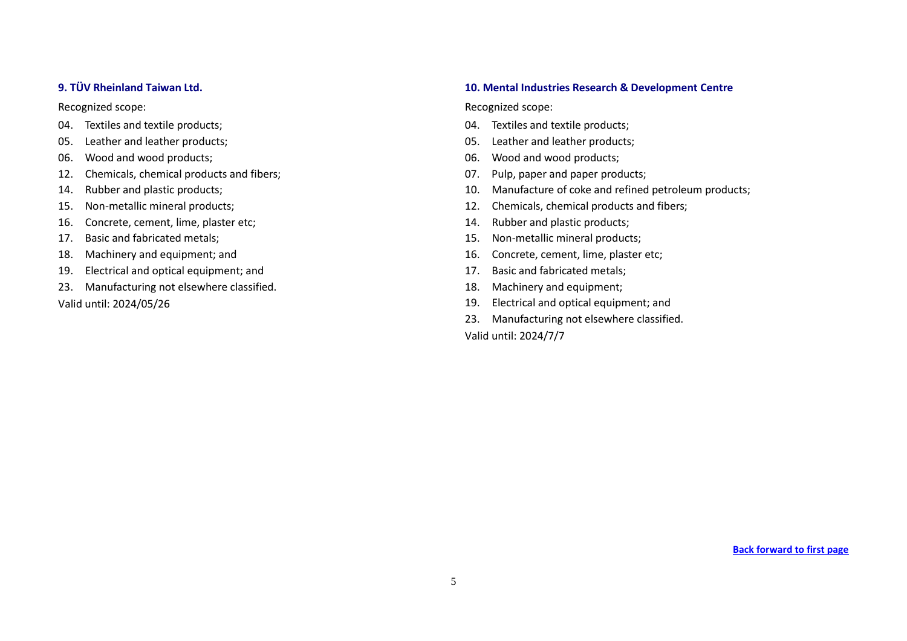### 9. TÜV Rheinland Taiwan Ltd.

Recognized scope:

04. Textiles and textile products;
05. Leather and leather products;
06. Wood and wood products;
12. Chemicals, chemical products and fibers;
14. Rubber and plastic products;
15. Non-metallic mineral products;
16. Concrete, cement, lime, plaster etc;
17. Basic and fabricated metals;
18. Machinery and equipment; and
19. Electrical and optical equipment; and
23. Manufacturing not elsewhere classified.

Valid until: 2024/05/26

### 10. Mental Industries Research & Development Centre

Recognized scope:

04. Textiles and textile products;
05. Leather and leather products;
06. Wood and wood products;
07. Pulp, paper and paper products;
10. Manufacture of coke and refined petroleum products;
12. Chemicals, chemical products and fibers;
14. Rubber and plastic products;
15. Non-metallic mineral products;
16. Concrete, cement, lime, plaster etc;
17. Basic and fabricated metals;
18. Machinery and equipment;
19. Electrical and optical equipment; and
23. Manufacturing not elsewhere classified.

Valid until: 2024/7/7

**Back forward to first page**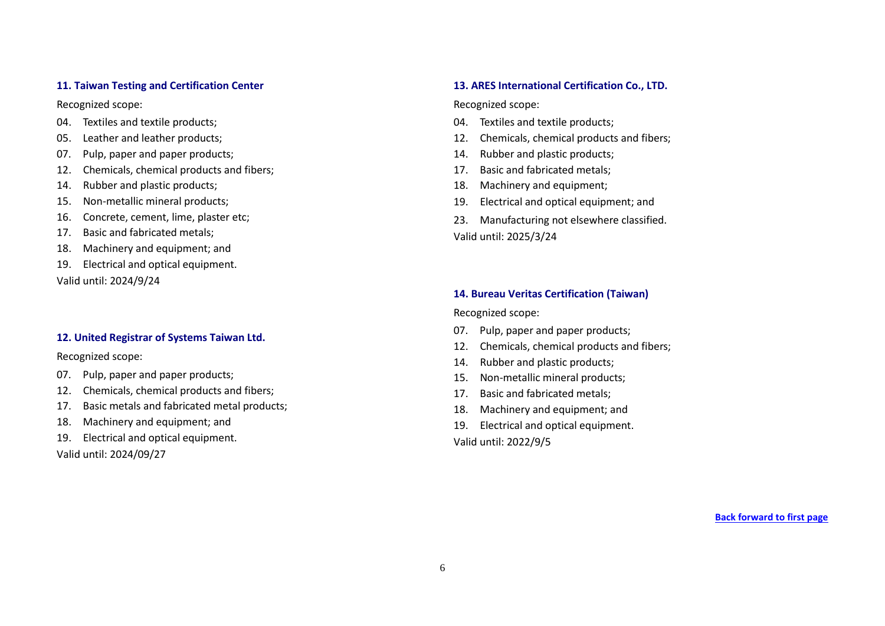### 11. Taiwan Testing and Certification Center

Recognized scope:

04. Textiles and textile products;
05. Leather and leather products;
07. Pulp, paper and paper products;
12. Chemicals, chemical products and fibers;
14. Rubber and plastic products;
15. Non-metallic mineral products;
16. Concrete, cement, lime, plaster etc;
17. Basic and fabricated metals;
18. Machinery and equipment; and
19. Electrical and optical equipment.

Valid until: 2024/9/24

### 12. United Registrar of Systems Taiwan Ltd.

Recognized scope:

07. Pulp, paper and paper products;
12. Chemicals, chemical products and fibers;
17. Basic metals and fabricated metal products;
18. Machinery and equipment; and
19. Electrical and optical equipment.

Valid until: 2024/09/27

### 13. ARES International Certification Co., LTD.

Recognized scope:

04. Textiles and textile products;
12. Chemicals, chemical products and fibers;
14. Rubber and plastic products;
17. Basic and fabricated metals;
18. Machinery and equipment;
19. Electrical and optical equipment; and
23. Manufacturing not elsewhere classified.

Valid until: 2025/3/24

### 14. Bureau Veritas Certification (Taiwan)

Recognized scope:

07. Pulp, paper and paper products;
12. Chemicals, chemical products and fibers;
14. Rubber and plastic products;
15. Non-metallic mineral products;
17. Basic and fabricated metals;
18. Machinery and equipment; and
19. Electrical and optical equipment.

Valid until: 2022/9/5

**Back forward to first page**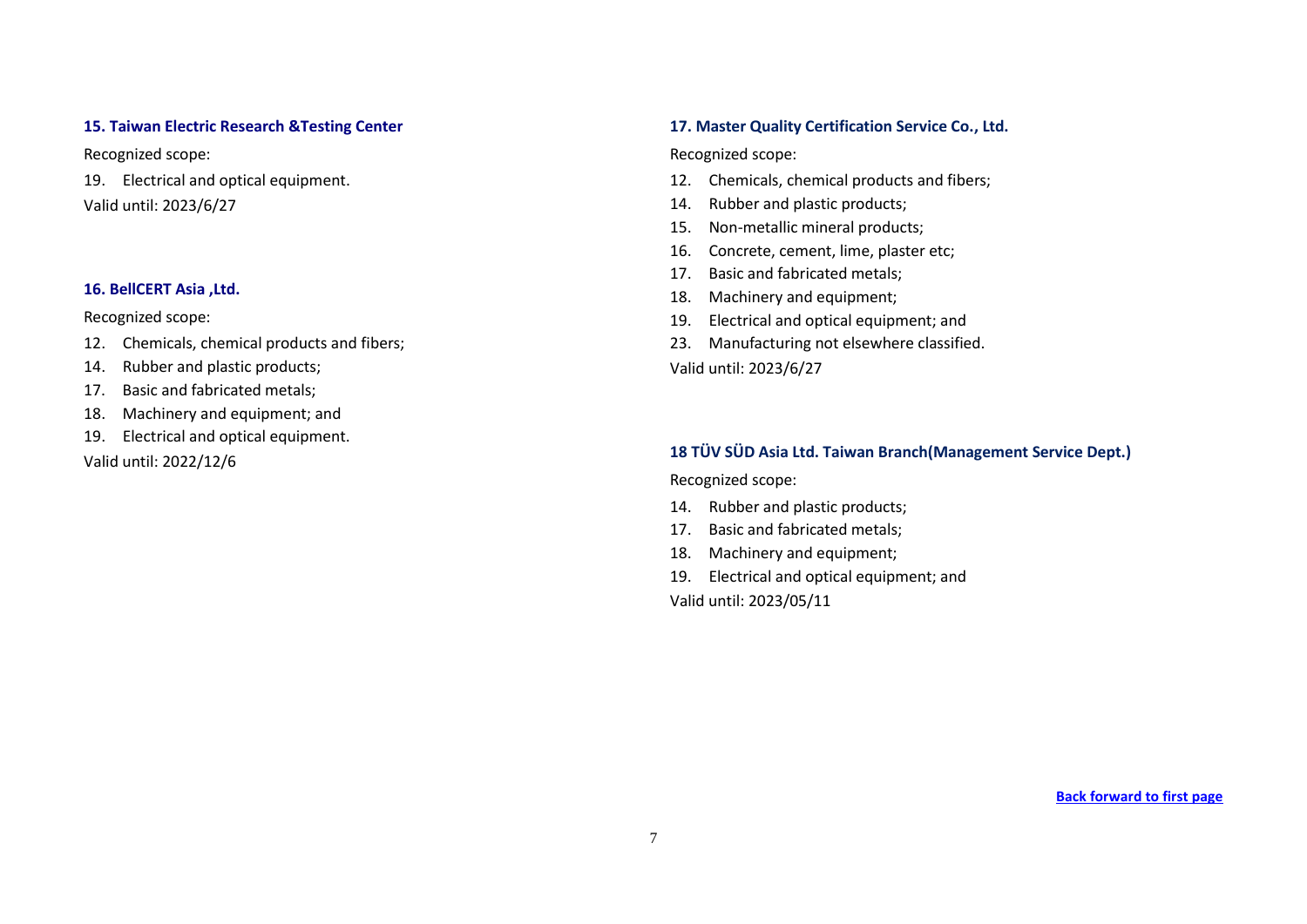**15. Taiwan Electric Research &Testing Center**

Recognized scope:

19. Electrical and optical equipment.

Valid until: 2023/6/27

**16. BellCERT Asia ,Ltd.**

Recognized scope:

12. Chemicals, chemical products and fibers;
14. Rubber and plastic products;
17. Basic and fabricated metals;
18. Machinery and equipment; and
19. Electrical and optical equipment.

Valid until: 2022/12/6

**17. Master Quality Certification Service Co., Ltd.**

Recognized scope:

12. Chemicals, chemical products and fibers;
14. Rubber and plastic products;
15. Non-metallic mineral products;
16. Concrete, cement, lime, plaster etc;
17. Basic and fabricated metals;
18. Machinery and equipment;
19. Electrical and optical equipment; and
23. Manufacturing not elsewhere classified.

Valid until: 2023/6/27

**18 TÜV SÜD Asia Ltd. Taiwan Branch(Management Service Dept.)**

Recognized scope:

14. Rubber and plastic products;
17. Basic and fabricated metals;
18. Machinery and equipment;
19. Electrical and optical equipment; and

Valid until: 2023/05/11

**Back forward to first page**